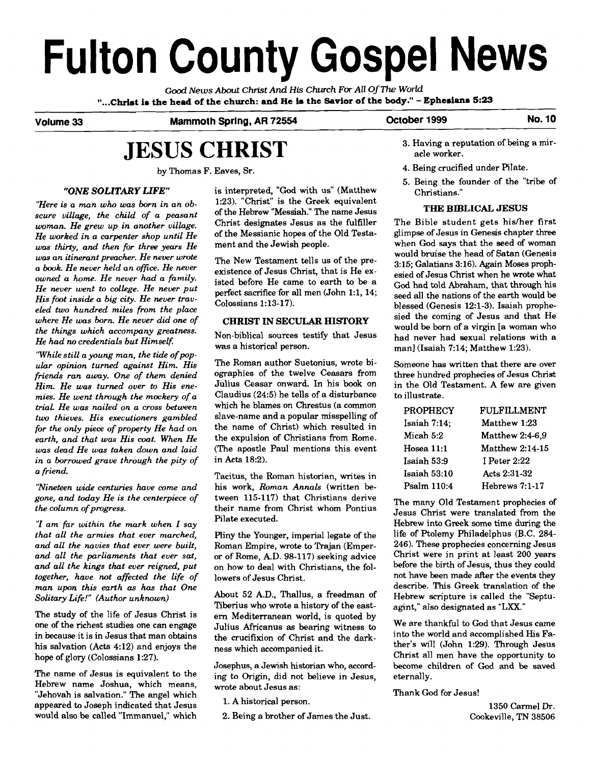# Fulton County Gospel News

*Good News About Christ And His Church For All Of The World*

**"...Christ is the head of the church: and He is the Savior of the body." – Ephesians 5:23**

**Volume 33** | **Mammoth Spring, AR 72554** | **October 1999** | **No. 10**

## JESUS CHRIST

by Thomas F. Eaves, Sr.

### "ONE SOLITARY LIFE"

*"Here is a man who was born in an obscure village, the child of a peasant woman. He grew up in another village. He worked in a carpenter shop until He was thirty, and then for three years He was an itinerant preacher. He never wrote a book. He never held an office. He never owned a home. He never had a family. He never went to college. He never put His foot inside a big city. He never traveled two hundred miles from the place where He was born. He never did one of the things which accompany greatness. He had no credentials but Himself.*

*"While still a young man, the tide of popular opinion turned against Him. His friends ran away. One of them denied Him. He was turned over to His enemies. He went through the mockery of a trial. He was nailed on a cross between two thieves. His executioners gambled for the only piece of property He had on earth, and that was His coat. When He was dead He was taken down and laid in a borrowed grave through the pity of a friend.*

*"Nineteen wide centuries have come and gone, and today He is the centerpiece of the column of progress.*

*"I am far within the mark when I say that all the armies that ever marched, and all the navies that ever were built, and all the parliaments that ever sat, and all the kings that ever reigned, put together, have not affected the life of man upon this earth as has that One Solitary Life!" (Author unknown)*

The study of the life of Jesus Christ is one of the richest studies one can engage in because it is in Jesus that man obtains his salvation (Acts 4:12) and enjoys the hope of glory (Colossians 1:27).

The name of Jesus is equivalent to the Hebrew name Joshua, which means, "Jehovah is salvation." The angel which appeared to Joseph indicated that Jesus would also be called "Immanuel," which is interpreted, "God with us" (Matthew 1:23). "Christ" is the Greek equivalent of the Hebrew "Messiah." The name Jesus Christ designates Jesus as the fulfiller of the Messianic hopes of the Old Testament and the Jewish people.

The New Testament tells us of the pre-existence of Jesus Christ, that is He existed before He came to earth to be a perfect sacrifice for all men (John 1:1, 14; Colossians 1:13-17).

### CHRIST IN SECULAR HISTORY

Non-biblical sources testify that Jesus was a historical person.

The Roman author Suetonius, wrote biographies of the twelve Ceasars from Julius Ceasar onward. In his book on Claudius (24:5) he tells of a disturbance which he blames on Chrestus (a common slave-name and a popular misspelling of the name of Christ) which resulted in the expulsion of Christians from Rome. (The apostle Paul mentions this event in Acts 18:2).

Tacitus, the Roman historian, writes in his work, *Roman Annals* (written between 115-117) that Christians derive their name from Christ whom Pontius Pilate executed.

Pliny the Younger, imperial legate of the Roman Empire, wrote to Trajan (Emperor of Rome, A.D. 98-117) seeking advice on how to deal with Christians, the followers of Jesus Christ.

About 52 A.D., Thallus, a freedman of Tiberius who wrote a history of the eastern Mediterranean world, is quoted by Julius Africanus as bearing witness to the crucifixion of Christ and the darkness which accompanied it.

Josephus, a Jewish historian who, according to Origin, did not believe in Jesus, wrote about Jesus as:

1. A historical person.
2. Being a brother of James the Just.
3. Having a reputation of being a miracle worker.
4. Being crucified under Pilate.
5. Being the founder of the "tribe of Christians."

### THE BIBLICAL JESUS

The Bible student gets his/her first glimpse of Jesus in Genesis chapter three when God says that the seed of woman would bruise the head of Satan (Genesis 3:15; Galatians 3:16). Again Moses prophesied of Jesus Christ when he wrote what God had told Abraham, that through his seed all the nations of the earth would be blessed (Genesis 12:1-3). Isaiah prophesied the coming of Jesus and that He would be born of a virgin [a woman who had never had sexual relations with a man] (Isaiah 7:14; Matthew 1:23).

Someone has written that there are over three hundred prophecies of Jesus Christ in the Old Testament. A few are given to illustrate.

| PROPHECY | FULFILLMENT |
|---|---|
| Isaiah 7:14; | Matthew 1:23 |
| Micah 5:2 | Matthew 2:4-6,9 |
| Hosea 11:1 | Matthew 2:14-15 |
| Isaiah 53:9 | I Peter 2:22 |
| Isaiah 53:10 | Acts 2:31-32 |
| Psalm 110:4 | Hebrews 7:1-17 |

The many Old Testament prophecies of Jesus Christ were translated from the Hebrew into Greek some time during the life of Ptolemy Philadelphus (B.C. 284-246). These prophecies concerning Jesus Christ were in print at least 200 years before the birth of Jesus, thus they could not have been made after the events they describe. This Greek translation of the Hebrew scripture is called the "Septuagint," also designated as "LXX."

We are thankful to God that Jesus came into the world and accomplished His Father's will (John 1:29). Through Jesus Christ all men have the opportunity to become children of God and be saved eternally.

Thank God for Jesus!

1350 Carmel Dr.
Cookeville, TN 38506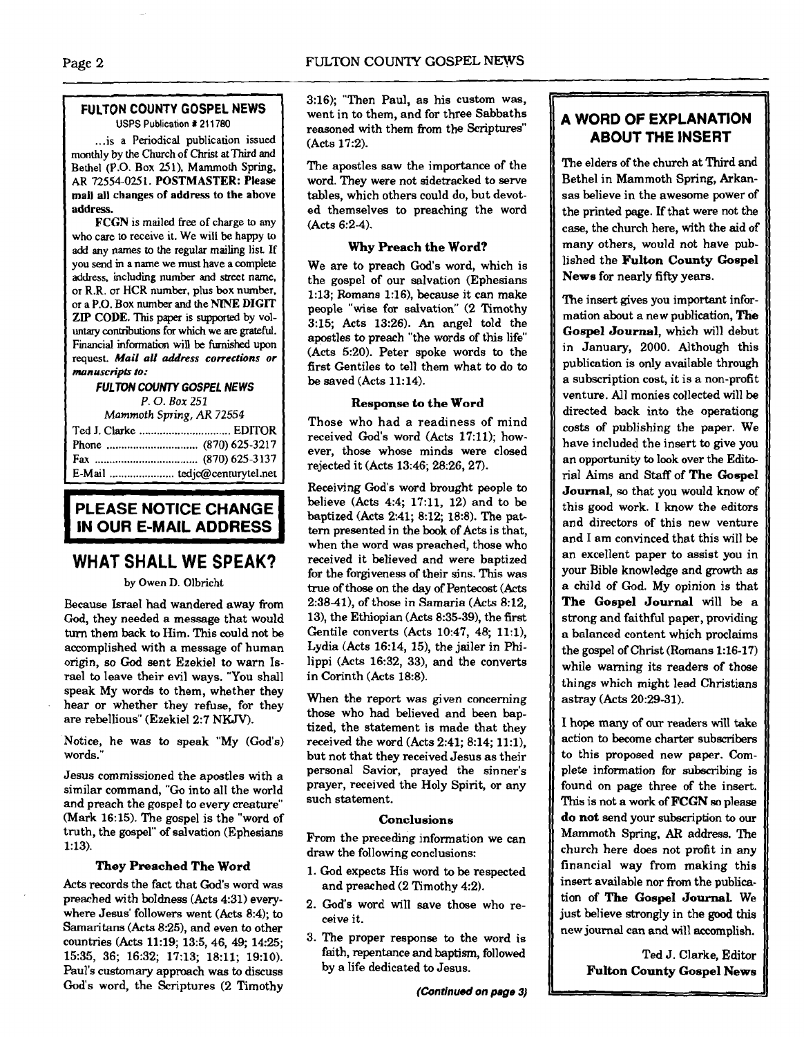## FULTON COUNTY GOSPEL NEWS

USPS Publication # 211780

...is a Periodical publication issued monthly by the Church of Christ at Third and Bethel (P.O. Box 251), Mammoth Spring, AR 72554-0251. **POSTMASTER: Please mail all changes of address to the above address.**

**FCGN** is mailed free of charge to any who care to receive it. We will be happy to add any names to the regular mailing list. If you send in a name we must have a complete address, including number and street name, or R.R. or HCR number, plus box number, or a P.O. Box number and the **NINE DIGIT ZIP CODE.** This paper is supported by voluntary contributions for which we are grateful. Financial information will be furnished upon request. ***Mail all address corrections or manuscripts to:***

***FULTON COUNTY GOSPEL NEWS***
*P. O. Box 251*
*Mammoth Spring, AR 72554*

Ted J. Clarke .............................. EDITOR
Phone .............................. (870) 625-3217
Fax .................................. (870) 625-3137
E-Mail ...................... tedjc@centurytel.net

## PLEASE NOTICE CHANGE IN OUR E-MAIL ADDRESS

## WHAT SHALL WE SPEAK?

by Owen D. Olbricht

Because Israel had wandered away from God, they needed a message that would turn them back to Him. This could not be accomplished with a message of human origin, so God sent Ezekiel to warn Israel to leave their evil ways. "You shall speak My words to them, whether they hear or whether they refuse, for they are rebellious" (Ezekiel 2:7 NKJV).

Notice, he was to speak "My (God's) words."

Jesus commissioned the apostles with a similar command, "Go into all the world and preach the gospel to every creature" (Mark 16:15). The gospel is the "word of truth, the gospel" of salvation (Ephesians 1:13).

### They Preached The Word

Acts records the fact that God's word was preached with boldness (Acts 4:31) everywhere Jesus' followers went (Acts 8:4); to Samaritans (Acts 8:25), and even to other countries (Acts 11:19; 13:5, 46, 49; 14:25; 15:35, 36; 16:32; 17:13; 18:11; 19:10). Paul's customary approach was to discuss God's word, the Scriptures (2 Timothy 3:16); "Then Paul, as his custom was, went in to them, and for three Sabbaths reasoned with them from the Scriptures" (Acts 17:2).

The apostles saw the importance of the word. They were not sidetracked to serve tables, which others could do, but devoted themselves to preaching the word (Acts 6:2-4).

### Why Preach the Word?

We are to preach God's word, which is the gospel of our salvation (Ephesians 1:13; Romans 1:16), because it can make people "wise for salvation" (2 Timothy 3:15; Acts 13:26). An angel told the apostles to preach "the words of this life" (Acts 5:20). Peter spoke words to the first Gentiles to tell them what to do to be saved (Acts 11:14).

### Response to the Word

Those who had a readiness of mind received God's word (Acts 17:11); however, those whose minds were closed rejected it (Acts 13:46; 28:26, 27).

Receiving God's word brought people to believe (Acts 4:4; 17:11, 12) and to be baptized (Acts 2:41; 8:12; 18:8). The pattern presented in the book of Acts is that, when the word was preached, those who received it believed and were baptized for the forgiveness of their sins. This was true of those on the day of Pentecost (Acts 2:38-41), of those in Samaria (Acts 8:12, 13), the Ethiopian (Acts 8:35-39), the first Gentile converts (Acts 10:47, 48; 11:1), Lydia (Acts 16:14, 15), the jailer in Philippi (Acts 16:32, 33), and the converts in Corinth (Acts 18:8).

When the report was given concerning those who had believed and been baptized, the statement is made that they received the word (Acts 2:41; 8:14; 11:1), but not that they received Jesus as their personal Savior, prayed the sinner's prayer, received the Holy Spirit, or any such statement.

### Conclusions

From the preceding information we can draw the following conclusions:

1. God expects His word to be respected and preached (2 Timothy 4:2).
2. God's word will save those who receive it.
3. The proper response to the word is faith, repentance and baptism, followed by a life dedicated to Jesus.

***(Continued on page 3)***

## A WORD OF EXPLANATION ABOUT THE INSERT

The elders of the church at Third and Bethel in Mammoth Spring, Arkansas believe in the awesome power of the printed page. If that were not the case, the church here, with the aid of many others, would not have published the **Fulton County Gospel News** for nearly fifty years.

The insert gives you important information about a new publication, **The Gospel Journal**, which will debut in January, 2000. Although this publication is only available through a subscription cost, it is a non-profit venture. All monies collected will be directed back into the operationg costs of publishing the paper. We have included the insert to give you an opportunity to look over the Editorial Aims and Staff of **The Gospel Journal**, so that you would know of this good work. I know the editors and directors of this new venture and I am convinced that this will be an excellent paper to assist you in your Bible knowledge and growth as a child of God. My opinion is that **The Gospel Journal** will be a strong and faithful paper, providing a balanced content which proclaims the gospel of Christ (Romans 1:16-17) while warning its readers of those things which might lead Christians astray (Acts 20:29-31).

I hope many of our readers will take action to become charter subscribers to this proposed new paper. Complete information for subscribing is found on page three of the insert. This is not a work of **FCGN** so please **do not** send your subscription to our Mammoth Spring, AR address. The church here does not profit in any financial way from making this insert available nor from the publication of **The Gospel Journal**. We just believe strongly in the good this new journal can and will accomplish.

Ted J. Clarke, Editor
**Fulton County Gospel News**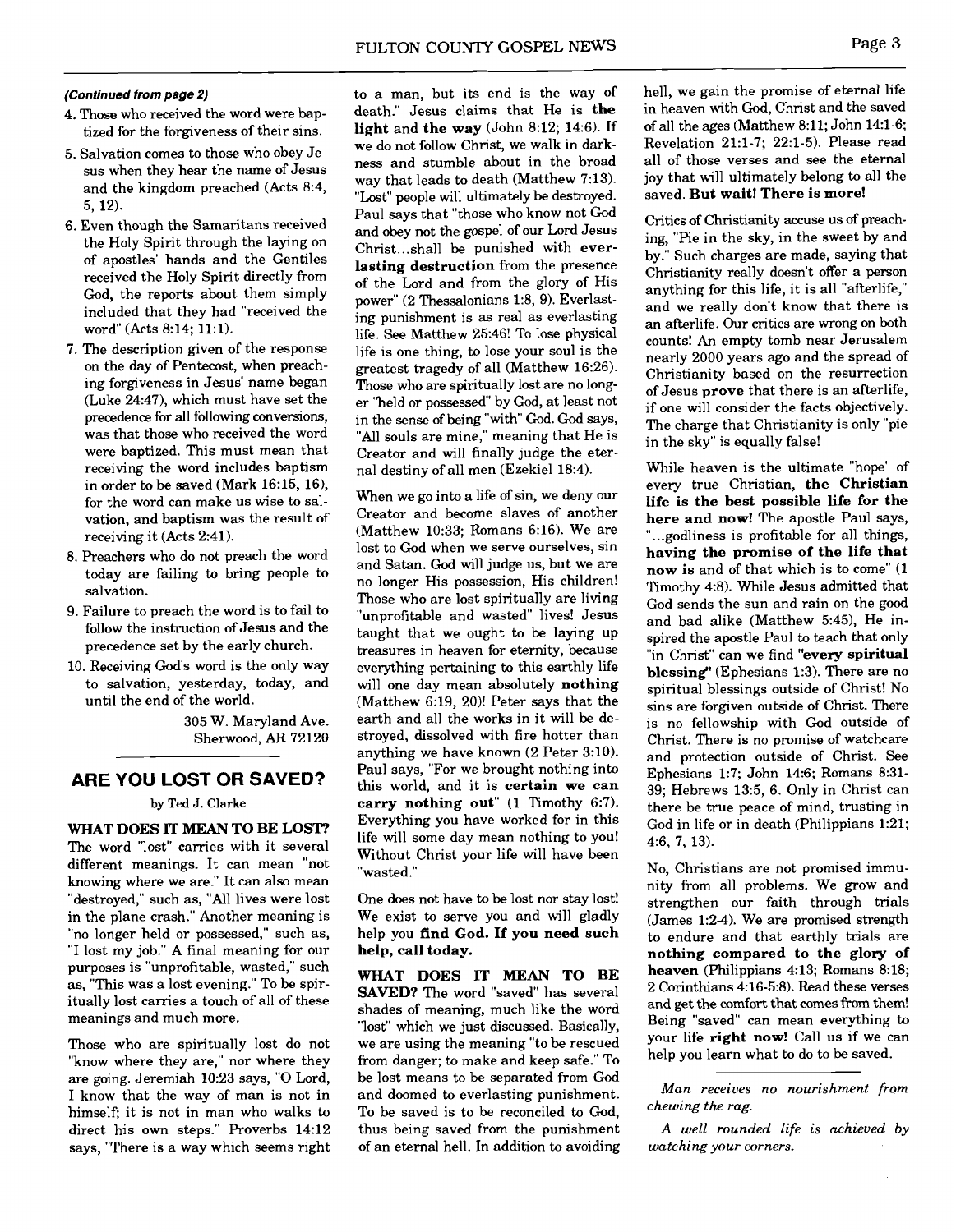*(Continued from page 2)*

4. Those who received the word were baptized for the forgiveness of their sins.
5. Salvation comes to those who obey Jesus when they hear the name of Jesus and the kingdom preached (Acts 8:4, 5, 12).
6. Even though the Samaritans received the Holy Spirit through the laying on of apostles' hands and the Gentiles received the Holy Spirit directly from God, the reports about them simply included that they had "received the word" (Acts 8:14; 11:1).
7. The description given of the response on the day of Pentecost, when preaching forgiveness in Jesus' name began (Luke 24:47), which must have set the precedence for all following conversions, was that those who received the word were baptized. This must mean that receiving the word includes baptism in order to be saved (Mark 16:15, 16), for the word can make us wise to salvation, and baptism was the result of receiving it (Acts 2:41).
8. Preachers who do not preach the word today are failing to bring people to salvation.
9. Failure to preach the word is to fail to follow the instruction of Jesus and the precedence set by the early church.
10. Receiving God's word is the only way to salvation, yesterday, today, and until the end of the world.

305 W. Maryland Ave.
Sherwood, AR 72120

## ARE YOU LOST OR SAVED?

by Ted J. Clarke

**WHAT DOES IT MEAN TO BE LOST?** The word "lost" carries with it several different meanings. It can mean "not knowing where we are." It can also mean "destroyed," such as, "All lives were lost in the plane crash." Another meaning is "no longer held or possessed," such as, "I lost my job." A final meaning for our purposes is "unprofitable, wasted," such as, "This was a lost evening." To be spiritually lost carries a touch of all of these meanings and much more.

Those who are spiritually lost do not "know where they are," nor where they are going. Jeremiah 10:23 says, "O Lord, I know that the way of man is not in himself; it is not in man who walks to direct his own steps." Proverbs 14:12 says, "There is a way which seems right to a man, but its end is the way of death." Jesus claims that He is **the light** and **the way** (John 8:12; 14:6). If we do not follow Christ, we walk in darkness and stumble about in the broad way that leads to death (Matthew 7:13). "Lost" people will ultimately be destroyed. Paul says that "those who know not God and obey not the gospel of our Lord Jesus Christ...shall be punished with **everlasting destruction** from the presence of the Lord and from the glory of His power" (2 Thessalonians 1:8, 9). Everlasting punishment is as real as everlasting life. See Matthew 25:46! To lose physical life is one thing, to lose your soul is the greatest tragedy of all (Matthew 16:26). Those who are spiritually lost are no longer "held or possessed" by God, at least not in the sense of being "with" God. God says, "All souls are mine," meaning that He is Creator and will finally judge the eternal destiny of all men (Ezekiel 18:4).

When we go into a life of sin, we deny our Creator and become slaves of another (Matthew 10:33; Romans 6:16). We are lost to God when we serve ourselves, sin and Satan. God will judge us, but we are no longer His possession, His children! Those who are lost spiritually are living "unprofitable and wasted" lives! Jesus taught that we ought to be laying up treasures in heaven for eternity, because everything pertaining to this earthly life will one day mean absolutely **nothing** (Matthew 6:19, 20)! Peter says that the earth and all the works in it will be destroyed, dissolved with fire hotter than anything we have known (2 Peter 3:10). Paul says, "For we brought nothing into this world, and it is **certain we can carry nothing out**" (1 Timothy 6:7). Everything you have worked for in this life will some day mean nothing to you! Without Christ your life will have been "wasted."

One does not have to be lost nor stay lost! We exist to serve you and will gladly help you **find God. If you need such help, call today.**

**WHAT DOES IT MEAN TO BE SAVED?** The word "saved" has several shades of meaning, much like the word "lost" which we just discussed. Basically, we are using the meaning "to be rescued from danger; to make and keep safe." To be lost means to be separated from God and doomed to everlasting punishment. To be saved is to be reconciled to God, thus being saved from the punishment of an eternal hell. In addition to avoiding hell, we gain the promise of eternal life in heaven with God, Christ and the saved of all the ages (Matthew 8:11; John 14:1-6; Revelation 21:1-7; 22:1-5). Please read all of those verses and see the eternal joy that will ultimately belong to all the saved. **But wait! There is more!**

Critics of Christianity accuse us of preaching, "Pie in the sky, in the sweet by and by." Such charges are made, saying that Christianity really doesn't offer a person anything for this life, it is all "afterlife," and we really don't know that there is an afterlife. Our critics are wrong on both counts! An empty tomb near Jerusalem nearly 2000 years ago and the spread of Christianity based on the resurrection of Jesus **prove** that there is an afterlife, if one will consider the facts objectively. The charge that Christianity is only "pie in the sky" is equally false!

While heaven is the ultimate "hope" of every true Christian, **the Christian life is the best possible life for the here and now!** The apostle Paul says, "...godliness is profitable for all things, **having the promise of the life that now is** and of that which is to come" (1 Timothy 4:8). While Jesus admitted that God sends the sun and rain on the good and bad alike (Matthew 5:45), He inspired the apostle Paul to teach that only "in Christ" can we find **"every spiritual blessing"** (Ephesians 1:3). There are no spiritual blessings outside of Christ! No sins are forgiven outside of Christ. There is no fellowship with God outside of Christ. There is no promise of watchcare and protection outside of Christ. See Ephesians 1:7; John 14:6; Romans 8:31-39; Hebrews 13:5, 6. Only in Christ can there be true peace of mind, trusting in God in life or in death (Philippians 1:21; 4:6, 7, 13).

No, Christians are not promised immunity from all problems. We grow and strengthen our faith through trials (James 1:2-4). We are promised strength to endure and that earthly trials are **nothing compared to the glory of heaven** (Philippians 4:13; Romans 8:18; 2 Corinthians 4:16-5:8). Read these verses and get the comfort that comes from them! Being "saved" can mean everything to your life **right now!** Call us if we can help you learn what to do to be saved.

---

*Man receives no nourishment from chewing the rag.*

*A well rounded life is achieved by watching your corners.*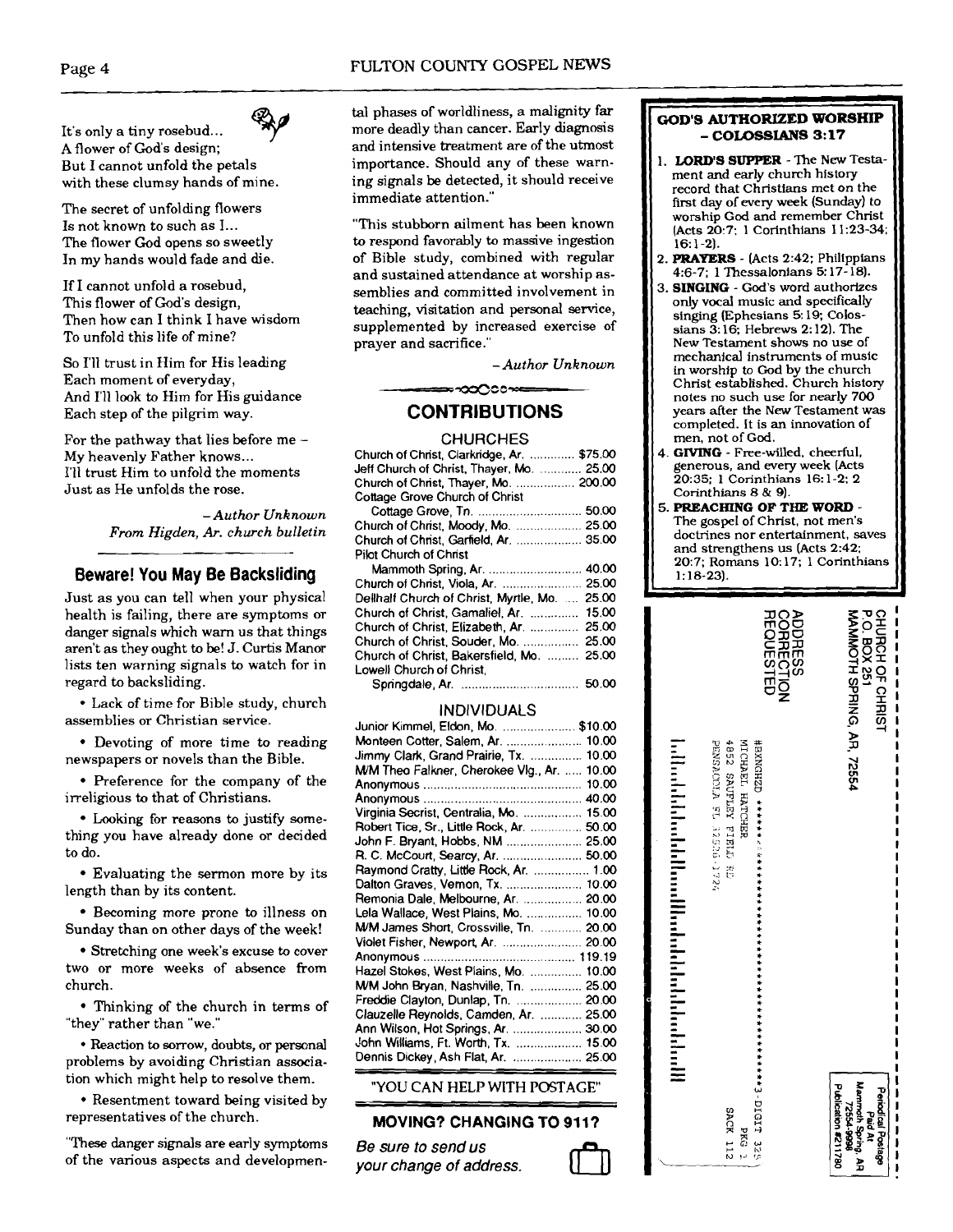It's only a tiny rosebud...
A flower of God's design;
But I cannot unfold the petals
with these clumsy hands of mine.

The secret of unfolding flowers
Is not known to such as I...
The flower God opens so sweetly
In my hands would fade and die.

If I cannot unfold a rosebud,
This flower of God's design,
Then how can I think I have wisdom
To unfold this life of mine?

So I'll trust in Him for His leading
Each moment of everyday,
And I'll look to Him for His guidance
Each step of the pilgrim way.

For the pathway that lies before me –
My heavenly Father knows...
I'll trust Him to unfold the moments
Just as He unfolds the rose.

*– Author Unknown*
*From Higden, Ar. church bulletin*

## Beware! You May Be Backsliding

Just as you can tell when your physical health is failing, there are symptoms or danger signals which warn us that things aren't as they ought to be! J. Curtis Manor lists ten warning signals to watch for in regard to backsliding.

- Lack of time for Bible study, church assemblies or Christian service.
- Devoting of more time to reading newspapers or novels than the Bible.
- Preference for the company of the irreligious to that of Christians.
- Looking for reasons to justify something you have already done or decided to do.
- Evaluating the sermon more by its length than by its content.
- Becoming more prone to illness on Sunday than on other days of the week!
- Stretching one week's excuse to cover two or more weeks of absence from church.
- Thinking of the church in terms of "they" rather than "we."
- Reaction to sorrow, doubts, or personal problems by avoiding Christian association which might help to resolve them.
- Resentment toward being visited by representatives of the church.

"These danger signals are early symptoms of the various aspects and developmental phases of worldliness, a malignity far more deadly than cancer. Early diagnosis and intensive treatment are of the utmost importance. Should any of these warning signals be detected, it should receive immediate attention."

"This stubborn ailment has been known to respond favorably to massive ingestion of Bible study, combined with regular and sustained attendance at worship assemblies and committed involvement in teaching, visitation and personal service, supplemented by increased exercise of prayer and sacrifice."

*– Author Unknown*

## CONTRIBUTIONS

### CHURCHES

| | |
|---|---|
| Church of Christ, Clarkridge, Ar. | $75.00 |
| Jeff Church of Christ, Thayer, Mo. | 25.00 |
| Church of Christ, Thayer, Mo. | 200.00 |
| Cottage Grove Church of Christ Cottage Grove, Tn. | 50.00 |
| Church of Christ, Moody, Mo. | 25.00 |
| Church of Christ, Garfield, Ar. | 35.00 |
| Pilot Church of Christ Mammoth Spring, Ar. | 40.00 |
| Church of Christ, Viola, Ar. | 25.00 |
| Dellhalf Church of Christ, Myrtle, Mo. | 25.00 |
| Church of Christ, Gamaliel, Ar. | 15.00 |
| Church of Christ, Elizabeth, Ar. | 25.00 |
| Church of Christ, Souder, Mo. | 25.00 |
| Church of Christ, Bakersfield, Mo. | 25.00 |
| Lowell Church of Christ, Springdale, Ar. | 50.00 |

### INDIVIDUALS

| | |
|---|---|
| Junior Kimmel, Eldon, Mo. | $10.00 |
| Monteen Cotter, Salem, Ar. | 10.00 |
| Jimmy Clark, Grand Prairie, Tx. | 10.00 |
| M/M Theo Falkner, Cherokee Vlg., Ar. | 10.00 |
| Anonymous | 10.00 |
| Anonymous | 40.00 |
| Virginia Secrist, Centralia, Mo. | 15.00 |
| Robert Tice, Sr., Little Rock, Ar. | 50.00 |
| John F. Bryant, Hobbs, NM | 25.00 |
| R. C. McCourt, Searcy, Ar. | 50.00 |
| Raymond Cratty, Little Rock, Ar. | 1.00 |
| Dalton Graves, Vernon, Tx. | 10.00 |
| Remonia Dale, Melbourne, Ar. | 20.00 |
| Lela Wallace, West Plains, Mo. | 10.00 |
| M/M James Short, Crossville, Tn. | 20.00 |
| Violet Fisher, Newport, Ar. | 20.00 |
| Anonymous | 119.19 |
| Hazel Stokes, West Plains, Mo. | 10.00 |
| M/M John Bryan, Nashville, Tn. | 25.00 |
| Freddie Clayton, Dunlap, Tn. | 20.00 |
| Clauzelle Reynolds, Camden, Ar. | 25.00 |
| Ann Wilson, Hot Springs, Ar. | 30.00 |
| John Williams, Ft. Worth, Tx. | 15.00 |
| Dennis Dickey, Ash Flat, Ar. | 25.00 |

"YOU CAN HELP WITH POSTAGE"

**MOVING? CHANGING TO 911?**

*Be sure to send us your change of address.*

## GOD'S AUTHORIZED WORSHIP – COLOSSIANS 3:17

1. **LORD'S SUPPER** - The New Testament and early church history record that Christians met on the first day of every week (Sunday) to worship God and remember Christ (Acts 20:7; 1 Corinthians 11:23-34; 16:1-2).
2. **PRAYERS** - (Acts 2:42; Philippians 4:6-7; 1 Thessalonians 5:17-18).
3. **SINGING** - God's word authorizes only vocal music and specifically singing (Ephesians 5:19; Colossians 3:16; Hebrews 2:12). The New Testament shows no use of mechanical instruments of music in worship to God by the church Christ established. Church history notes no such use for nearly 700 years after the New Testament was completed. It is an innovation of men, not of God.
4. **GIVING** - Free-willed, cheerful, generous, and every week (Acts 20:35; 1 Corinthians 16:1-2; 2 Corinthians 8 & 9).
5. **PREACHING OF THE WORD** - The gospel of Christ, not men's doctrines nor entertainment, saves and strengthens us (Acts 2:42; 20:7; Romans 10:17; 1 Corinthians 1:18-23).

CHURCH OF CHRIST
P.O. BOX 251
MAMMOTH SPRING, AR, 72554

ADDRESS CORRECTION REQUESTED

Periodical Postage Paid At Mammoth Spring, AR 72554-9998 Publication #211780

#BXNCHZD ****************************3-DIGIT 325
MICHAEL HATCHER PKG 1
4852 SAUFLEY FIELD RD SACK 112
PENSACOLA FL 32526-1724